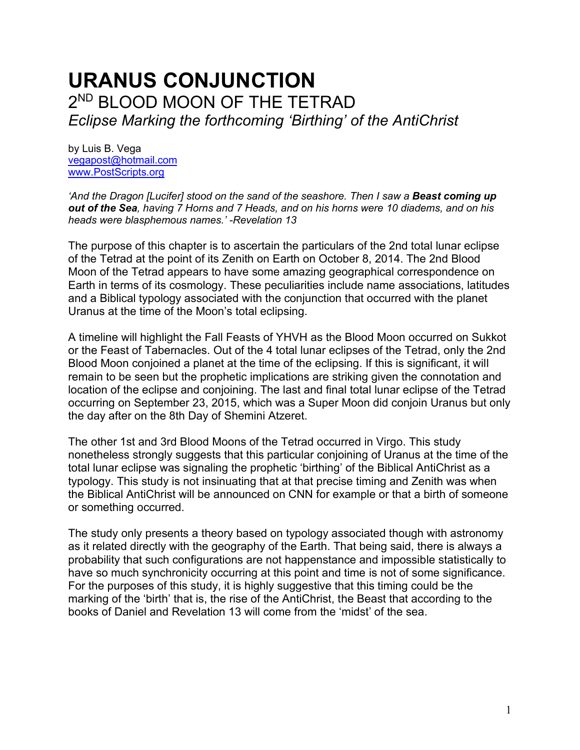# URANUS CONJUNCTION

## 2ND BLOOD MOON OF THE TETRAD

### *Eclipse Marking the forthcoming 'Birthing' of the AntiChrist*

by Luis B. Vega
vegapost@hotmail.com
www.PostScripts.org

*'And the Dragon [Lucifer] stood on the sand of the seashore. Then I saw a **Beast coming up out of the Sea**, having 7 Horns and 7 Heads, and on his horns were 10 diadems, and on his heads were blasphemous names.' -Revelation 13*

The purpose of this chapter is to ascertain the particulars of the 2nd total lunar eclipse of the Tetrad at the point of its Zenith on Earth on October 8, 2014. The 2nd Blood Moon of the Tetrad appears to have some amazing geographical correspondence on Earth in terms of its cosmology. These peculiarities include name associations, latitudes and a Biblical typology associated with the conjunction that occurred with the planet Uranus at the time of the Moon's total eclipsing.

A timeline will highlight the Fall Feasts of YHVH as the Blood Moon occurred on Sukkot or the Feast of Tabernacles. Out of the 4 total lunar eclipses of the Tetrad, only the 2nd Blood Moon conjoined a planet at the time of the eclipsing. If this is significant, it will remain to be seen but the prophetic implications are striking given the connotation and location of the eclipse and conjoining. The last and final total lunar eclipse of the Tetrad occurring on September 23, 2015, which was a Super Moon did conjoin Uranus but only the day after on the 8th Day of Shemini Atzeret.

The other 1st and 3rd Blood Moons of the Tetrad occurred in Virgo. This study nonetheless strongly suggests that this particular conjoining of Uranus at the time of the total lunar eclipse was signaling the prophetic 'birthing' of the Biblical AntiChrist as a typology. This study is not insinuating that at that precise timing and Zenith was when the Biblical AntiChrist will be announced on CNN for example or that a birth of someone or something occurred.

The study only presents a theory based on typology associated though with astronomy as it related directly with the geography of the Earth. That being said, there is always a probability that such configurations are not happenstance and impossible statistically to have so much synchronicity occurring at this point and time is not of some significance. For the purposes of this study, it is highly suggestive that this timing could be the marking of the 'birth' that is, the rise of the AntiChrist, the Beast that according to the books of Daniel and Revelation 13 will come from the 'midst' of the sea.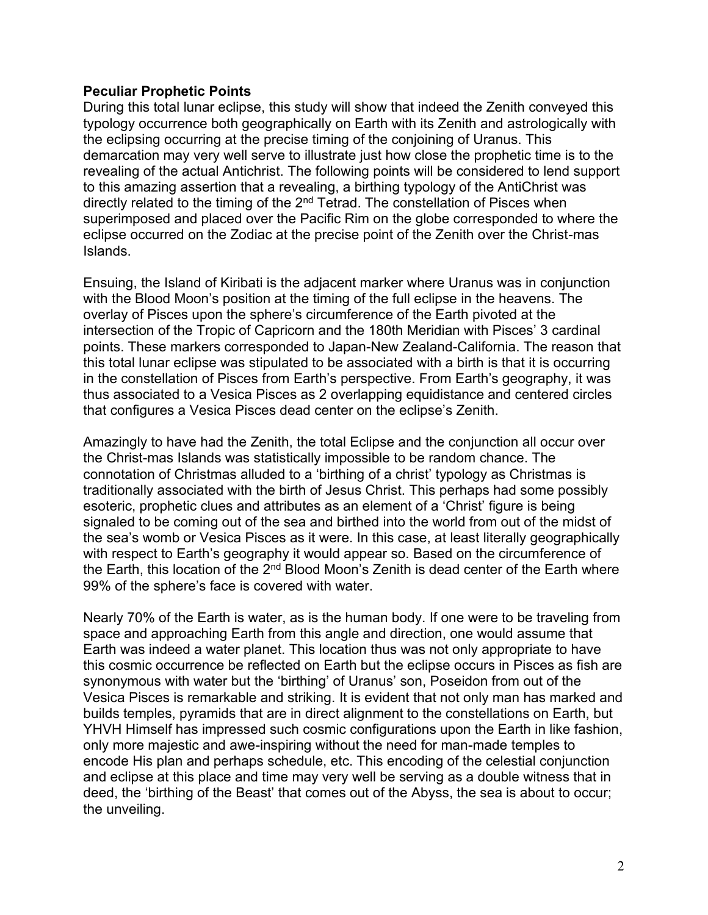**Peculiar Prophetic Points**

During this total lunar eclipse, this study will show that indeed the Zenith conveyed this typology occurrence both geographically on Earth with its Zenith and astrologically with the eclipsing occurring at the precise timing of the conjoining of Uranus. This demarcation may very well serve to illustrate just how close the prophetic time is to the revealing of the actual Antichrist. The following points will be considered to lend support to this amazing assertion that a revealing, a birthing typology of the AntiChrist was directly related to the timing of the 2nd Tetrad. The constellation of Pisces when superimposed and placed over the Pacific Rim on the globe corresponded to where the eclipse occurred on the Zodiac at the precise point of the Zenith over the Christ-mas Islands.

Ensuing, the Island of Kiribati is the adjacent marker where Uranus was in conjunction with the Blood Moon's position at the timing of the full eclipse in the heavens. The overlay of Pisces upon the sphere's circumference of the Earth pivoted at the intersection of the Tropic of Capricorn and the 180th Meridian with Pisces' 3 cardinal points. These markers corresponded to Japan-New Zealand-California. The reason that this total lunar eclipse was stipulated to be associated with a birth is that it is occurring in the constellation of Pisces from Earth's perspective. From Earth's geography, it was thus associated to a Vesica Pisces as 2 overlapping equidistance and centered circles that configures a Vesica Pisces dead center on the eclipse's Zenith.

Amazingly to have had the Zenith, the total Eclipse and the conjunction all occur over the Christ-mas Islands was statistically impossible to be random chance. The connotation of Christmas alluded to a 'birthing of a christ' typology as Christmas is traditionally associated with the birth of Jesus Christ. This perhaps had some possibly esoteric, prophetic clues and attributes as an element of a 'Christ' figure is being signaled to be coming out of the sea and birthed into the world from out of the midst of the sea's womb or Vesica Pisces as it were. In this case, at least literally geographically with respect to Earth's geography it would appear so. Based on the circumference of the Earth, this location of the 2nd Blood Moon's Zenith is dead center of the Earth where 99% of the sphere's face is covered with water.

Nearly 70% of the Earth is water, as is the human body. If one were to be traveling from space and approaching Earth from this angle and direction, one would assume that Earth was indeed a water planet. This location thus was not only appropriate to have this cosmic occurrence be reflected on Earth but the eclipse occurs in Pisces as fish are synonymous with water but the 'birthing' of Uranus' son, Poseidon from out of the Vesica Pisces is remarkable and striking. It is evident that not only man has marked and builds temples, pyramids that are in direct alignment to the constellations on Earth, but YHVH Himself has impressed such cosmic configurations upon the Earth in like fashion, only more majestic and awe-inspiring without the need for man-made temples to encode His plan and perhaps schedule, etc. This encoding of the celestial conjunction and eclipse at this place and time may very well be serving as a double witness that in deed, the 'birthing of the Beast' that comes out of the Abyss, the sea is about to occur; the unveiling.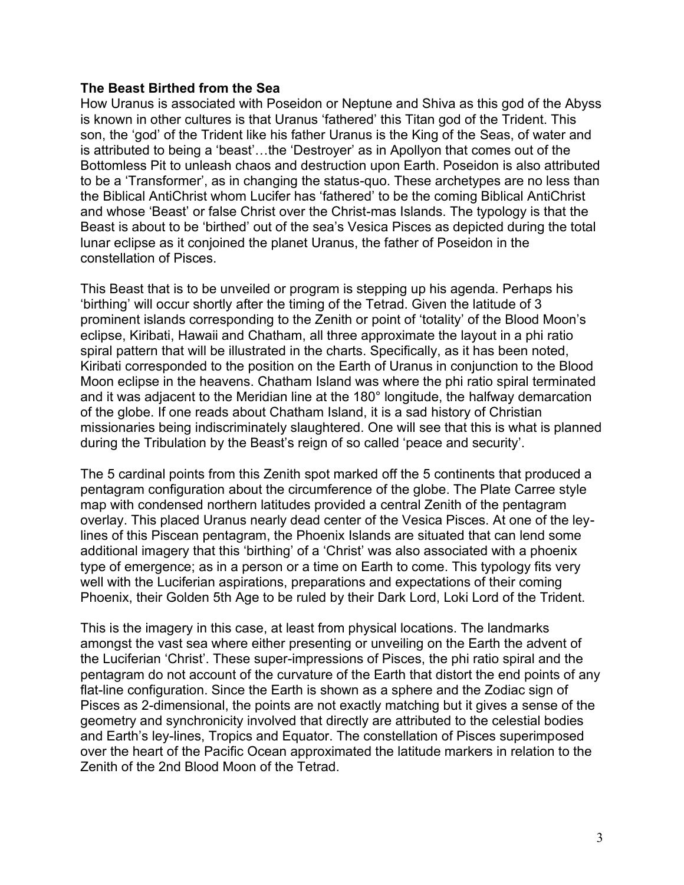**The Beast Birthed from the Sea**

How Uranus is associated with Poseidon or Neptune and Shiva as this god of the Abyss is known in other cultures is that Uranus 'fathered' this Titan god of the Trident. This son, the 'god' of the Trident like his father Uranus is the King of the Seas, of water and is attributed to being a 'beast'…the 'Destroyer' as in Apollyon that comes out of the Bottomless Pit to unleash chaos and destruction upon Earth. Poseidon is also attributed to be a 'Transformer', as in changing the status-quo. These archetypes are no less than the Biblical AntiChrist whom Lucifer has 'fathered' to be the coming Biblical AntiChrist and whose 'Beast' or false Christ over the Christ-mas Islands. The typology is that the Beast is about to be 'birthed' out of the sea's Vesica Pisces as depicted during the total lunar eclipse as it conjoined the planet Uranus, the father of Poseidon in the constellation of Pisces.

This Beast that is to be unveiled or program is stepping up his agenda. Perhaps his 'birthing' will occur shortly after the timing of the Tetrad. Given the latitude of 3 prominent islands corresponding to the Zenith or point of 'totality' of the Blood Moon's eclipse, Kiribati, Hawaii and Chatham, all three approximate the layout in a phi ratio spiral pattern that will be illustrated in the charts. Specifically, as it has been noted, Kiribati corresponded to the position on the Earth of Uranus in conjunction to the Blood Moon eclipse in the heavens. Chatham Island was where the phi ratio spiral terminated and it was adjacent to the Meridian line at the 180° longitude, the halfway demarcation of the globe. If one reads about Chatham Island, it is a sad history of Christian missionaries being indiscriminately slaughtered. One will see that this is what is planned during the Tribulation by the Beast's reign of so called 'peace and security'.

The 5 cardinal points from this Zenith spot marked off the 5 continents that produced a pentagram configuration about the circumference of the globe. The Plate Carree style map with condensed northern latitudes provided a central Zenith of the pentagram overlay. This placed Uranus nearly dead center of the Vesica Pisces. At one of the ley-lines of this Piscean pentagram, the Phoenix Islands are situated that can lend some additional imagery that this 'birthing' of a 'Christ' was also associated with a phoenix type of emergence; as in a person or a time on Earth to come. This typology fits very well with the Luciferian aspirations, preparations and expectations of their coming Phoenix, their Golden 5th Age to be ruled by their Dark Lord, Loki Lord of the Trident.

This is the imagery in this case, at least from physical locations. The landmarks amongst the vast sea where either presenting or unveiling on the Earth the advent of the Luciferian 'Christ'. These super-impressions of Pisces, the phi ratio spiral and the pentagram do not account of the curvature of the Earth that distort the end points of any flat-line configuration. Since the Earth is shown as a sphere and the Zodiac sign of Pisces as 2-dimensional, the points are not exactly matching but it gives a sense of the geometry and synchronicity involved that directly are attributed to the celestial bodies and Earth's ley-lines, Tropics and Equator. The constellation of Pisces superimposed over the heart of the Pacific Ocean approximated the latitude markers in relation to the Zenith of the 2nd Blood Moon of the Tetrad.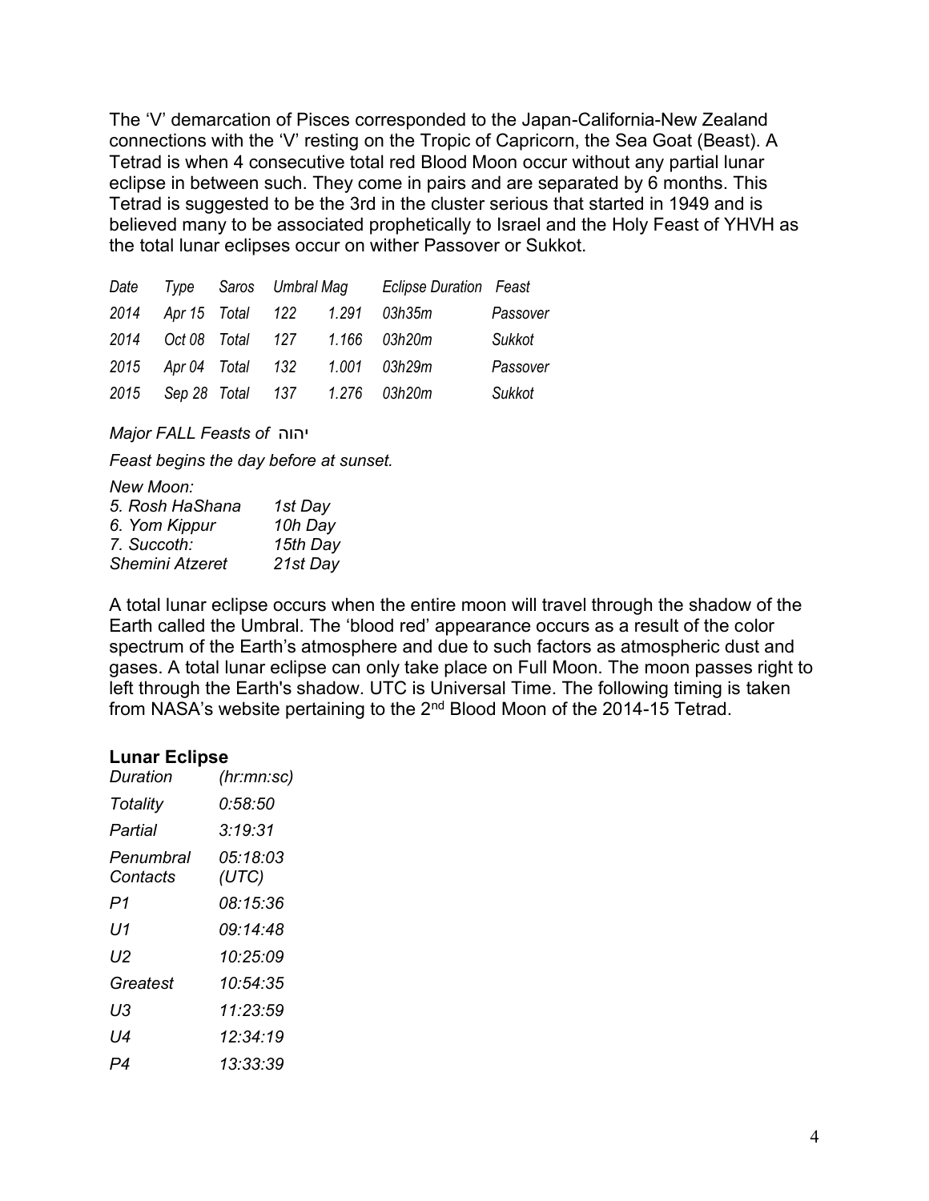The 'V' demarcation of Pisces corresponded to the Japan-California-New Zealand connections with the 'V' resting on the Tropic of Capricorn, the Sea Goat (Beast). A Tetrad is when 4 consecutive total red Blood Moon occur without any partial lunar eclipse in between such. They come in pairs and are separated by 6 months. This Tetrad is suggested to be the 3rd in the cluster serious that started in 1949 and is believed many to be associated prophetically to Israel and the Holy Feast of YHVH as the total lunar eclipses occur on wither Passover or Sukkot.

| *Date* | *Type* | | *Saros* | *Umbral Mag* | *Eclipse Duration* | *Feast* |
|---|---|---|---|---|---|---|
| *2014* | *Apr 15* | *Total* | *122* | *1.291* | *03h35m* | *Passover* |
| *2014* | *Oct 08* | *Total* | *127* | *1.166* | *03h20m* | *Sukkot* |
| *2015* | *Apr 04* | *Total* | *132* | *1.001* | *03h29m* | *Passover* |
| *2015* | *Sep 28* | *Total* | *137* | *1.276* | *03h20m* | *Sukkot* |

*Major FALL Feasts of* יהוה

*Feast begins the day before at sunset.*

| *New Moon:* | |
|---|---|
| *5. Rosh HaShana* | *1st Day* |
| *6. Yom Kippur* | *10h Day* |
| *7. Succoth:* | *15th Day* |
| *Shemini Atzeret* | *21st Day* |

A total lunar eclipse occurs when the entire moon will travel through the shadow of the Earth called the Umbral. The 'blood red' appearance occurs as a result of the color spectrum of the Earth's atmosphere and due to such factors as atmospheric dust and gases. A total lunar eclipse can only take place on Full Moon. The moon passes right to left through the Earth's shadow. UTC is Universal Time. The following timing is taken from NASA's website pertaining to the 2nd Blood Moon of the 2014-15 Tetrad.

**Lunar Eclipse**

| *Duration* | *(hr:mn:sc)* |
|---|---|
| *Totality* | *0:58:50* |
| *Partial* | *3:19:31* |
| *Penumbral Contacts* | *05:18:03 (UTC)* |
| *P1* | *08:15:36* |
| *U1* | *09:14:48* |
| *U2* | *10:25:09* |
| *Greatest* | *10:54:35* |
| *U3* | *11:23:59* |
| *U4* | *12:34:19* |
| *P4* | *13:33:39* |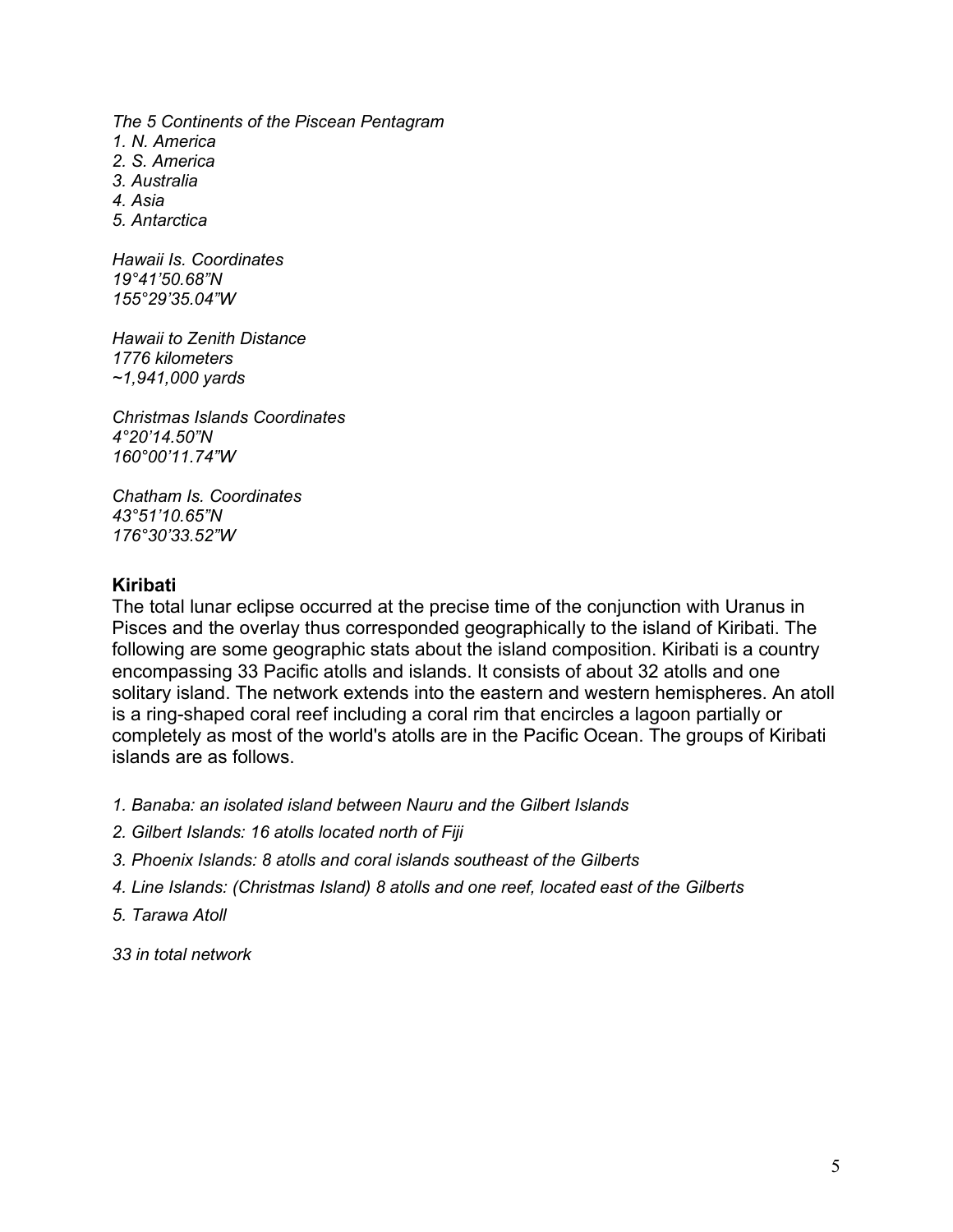*The 5 Continents of the Piscean Pentagram*
*1. N. America*
*2. S. America*
*3. Australia*
*4. Asia*
*5. Antarctica*

*Hawaii Is. Coordinates*
*19°41'50.68"N*
*155°29'35.04"W*

*Hawaii to Zenith Distance*
*1776 kilometers*
*~1,941,000 yards*

*Christmas Islands Coordinates*
*4°20'14.50"N*
*160°00'11.74"W*

*Chatham Is. Coordinates*
*43°51'10.65"N*
*176°30'33.52"W*

**Kiribati**

The total lunar eclipse occurred at the precise time of the conjunction with Uranus in Pisces and the overlay thus corresponded geographically to the island of Kiribati. The following are some geographic stats about the island composition. Kiribati is a country encompassing 33 Pacific atolls and islands. It consists of about 32 atolls and one solitary island. The network extends into the eastern and western hemispheres. An atoll is a ring-shaped coral reef including a coral rim that encircles a lagoon partially or completely as most of the world's atolls are in the Pacific Ocean. The groups of Kiribati islands are as follows.

*1. Banaba: an isolated island between Nauru and the Gilbert Islands*

*2. Gilbert Islands: 16 atolls located north of Fiji*

*3. Phoenix Islands: 8 atolls and coral islands southeast of the Gilberts*

*4. Line Islands: (Christmas Island) 8 atolls and one reef, located east of the Gilberts*

*5. Tarawa Atoll*

*33 in total network*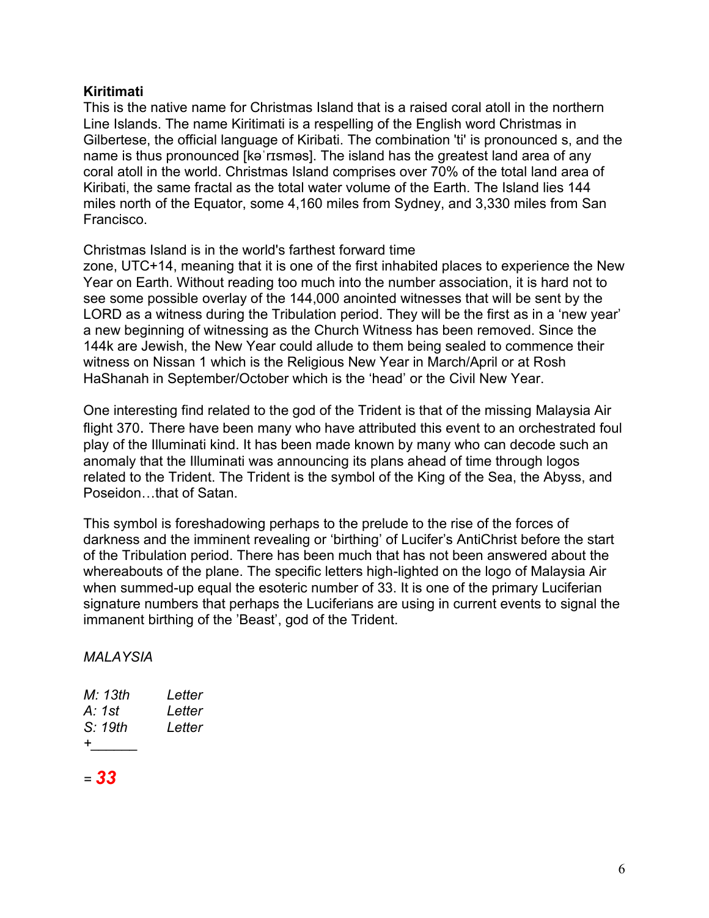**Kiritimati**

This is the native name for Christmas Island that is a raised coral atoll in the northern Line Islands. The name Kiritimati is a respelling of the English word Christmas in Gilbertese, the official language of Kiribati. The combination 'ti' is pronounced s, and the name is thus pronounced [kəˈrɪsməs]. The island has the greatest land area of any coral atoll in the world. Christmas Island comprises over 70% of the total land area of Kiribati, the same fractal as the total water volume of the Earth. The Island lies 144 miles north of the Equator, some 4,160 miles from Sydney, and 3,330 miles from San Francisco.

Christmas Island is in the world's farthest forward time zone, UTC+14, meaning that it is one of the first inhabited places to experience the New Year on Earth. Without reading too much into the number association, it is hard not to see some possible overlay of the 144,000 anointed witnesses that will be sent by the LORD as a witness during the Tribulation period. They will be the first as in a 'new year' a new beginning of witnessing as the Church Witness has been removed. Since the 144k are Jewish, the New Year could allude to them being sealed to commence their witness on Nissan 1 which is the Religious New Year in March/April or at Rosh HaShanah in September/October which is the 'head' or the Civil New Year.

One interesting find related to the god of the Trident is that of the missing Malaysia Air flight 370. There have been many who have attributed this event to an orchestrated foul play of the Illuminati kind. It has been made known by many who can decode such an anomaly that the Illuminati was announcing its plans ahead of time through logos related to the Trident. The Trident is the symbol of the King of the Sea, the Abyss, and Poseidon…that of Satan.

This symbol is foreshadowing perhaps to the prelude to the rise of the forces of darkness and the imminent revealing or 'birthing' of Lucifer's AntiChrist before the start of the Tribulation period. There has been much that has not been answered about the whereabouts of the plane. The specific letters high-lighted on the logo of Malaysia Air when summed-up equal the esoteric number of 33. It is one of the primary Luciferian signature numbers that perhaps the Luciferians are using in current events to signal the immanent birthing of the 'Beast', god of the Trident.

*MALAYSIA*

*M: 13th Letter*
*A: 1st Letter*
*S: 19th Letter*
*+______*

= ***33***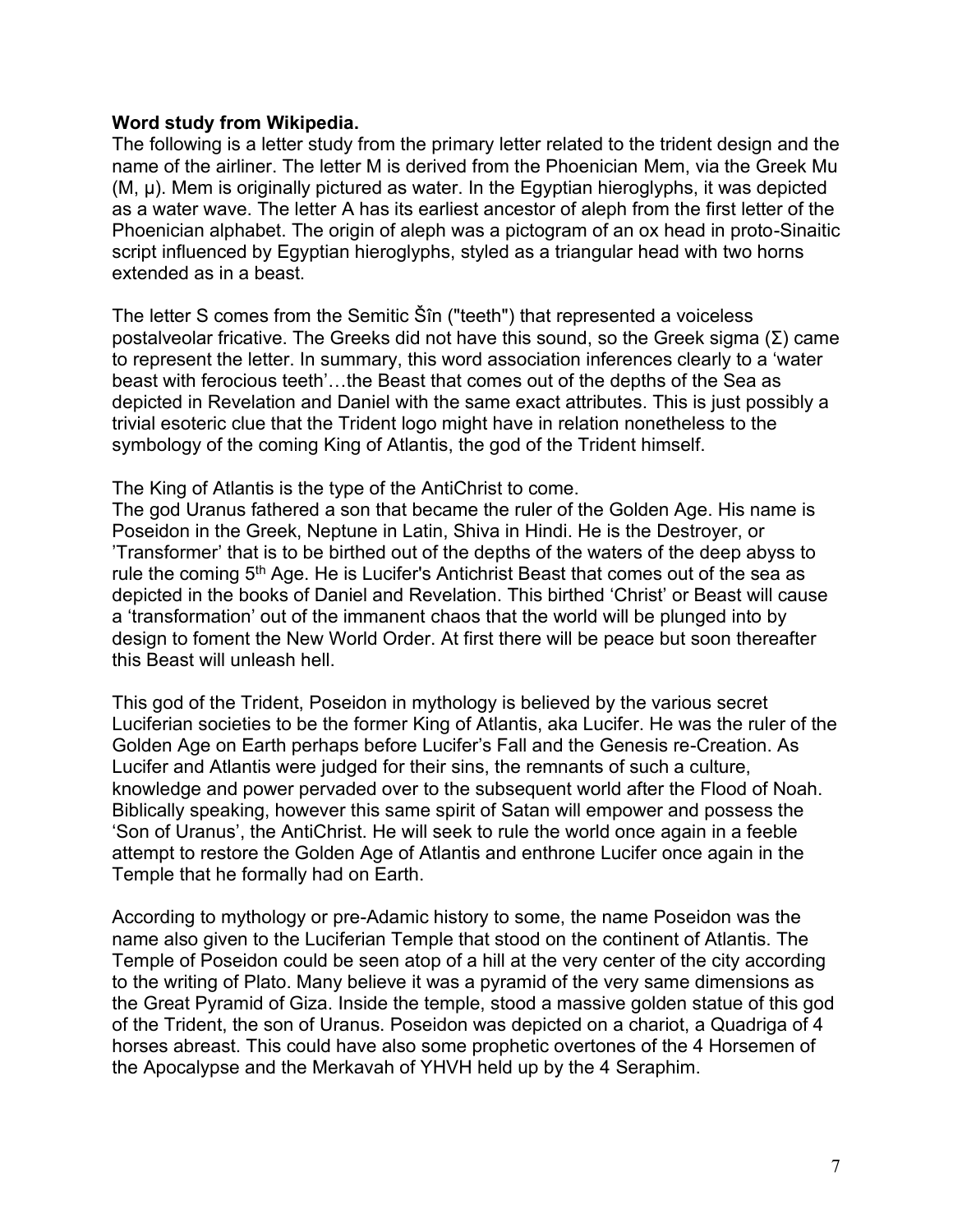**Word study from Wikipedia.**

The following is a letter study from the primary letter related to the trident design and the name of the airliner. The letter M is derived from the Phoenician Mem, via the Greek Mu (M, µ). Mem is originally pictured as water. In the Egyptian hieroglyphs, it was depicted as a water wave. The letter A has its earliest ancestor of aleph from the first letter of the Phoenician alphabet. The origin of aleph was a pictogram of an ox head in proto-Sinaitic script influenced by Egyptian hieroglyphs, styled as a triangular head with two horns extended as in a beast.

The letter S comes from the Semitic Šîn ("teeth") that represented a voiceless postalveolar fricative. The Greeks did not have this sound, so the Greek sigma (Σ) came to represent the letter. In summary, this word association inferences clearly to a 'water beast with ferocious teeth'…the Beast that comes out of the depths of the Sea as depicted in Revelation and Daniel with the same exact attributes. This is just possibly a trivial esoteric clue that the Trident logo might have in relation nonetheless to the symbology of the coming King of Atlantis, the god of the Trident himself.

The King of Atlantis is the type of the AntiChrist to come.

The god Uranus fathered a son that became the ruler of the Golden Age. His name is Poseidon in the Greek, Neptune in Latin, Shiva in Hindi. He is the Destroyer, or 'Transformer' that is to be birthed out of the depths of the waters of the deep abyss to rule the coming 5th Age. He is Lucifer's Antichrist Beast that comes out of the sea as depicted in the books of Daniel and Revelation. This birthed 'Christ' or Beast will cause a 'transformation' out of the immanent chaos that the world will be plunged into by design to foment the New World Order. At first there will be peace but soon thereafter this Beast will unleash hell.

This god of the Trident, Poseidon in mythology is believed by the various secret Luciferian societies to be the former King of Atlantis, aka Lucifer. He was the ruler of the Golden Age on Earth perhaps before Lucifer's Fall and the Genesis re-Creation. As Lucifer and Atlantis were judged for their sins, the remnants of such a culture, knowledge and power pervaded over to the subsequent world after the Flood of Noah. Biblically speaking, however this same spirit of Satan will empower and possess the 'Son of Uranus', the AntiChrist. He will seek to rule the world once again in a feeble attempt to restore the Golden Age of Atlantis and enthrone Lucifer once again in the Temple that he formally had on Earth.

According to mythology or pre-Adamic history to some, the name Poseidon was the name also given to the Luciferian Temple that stood on the continent of Atlantis. The Temple of Poseidon could be seen atop of a hill at the very center of the city according to the writing of Plato. Many believe it was a pyramid of the very same dimensions as the Great Pyramid of Giza. Inside the temple, stood a massive golden statue of this god of the Trident, the son of Uranus. Poseidon was depicted on a chariot, a Quadriga of 4 horses abreast. This could have also some prophetic overtones of the 4 Horsemen of the Apocalypse and the Merkavah of YHVH held up by the 4 Seraphim.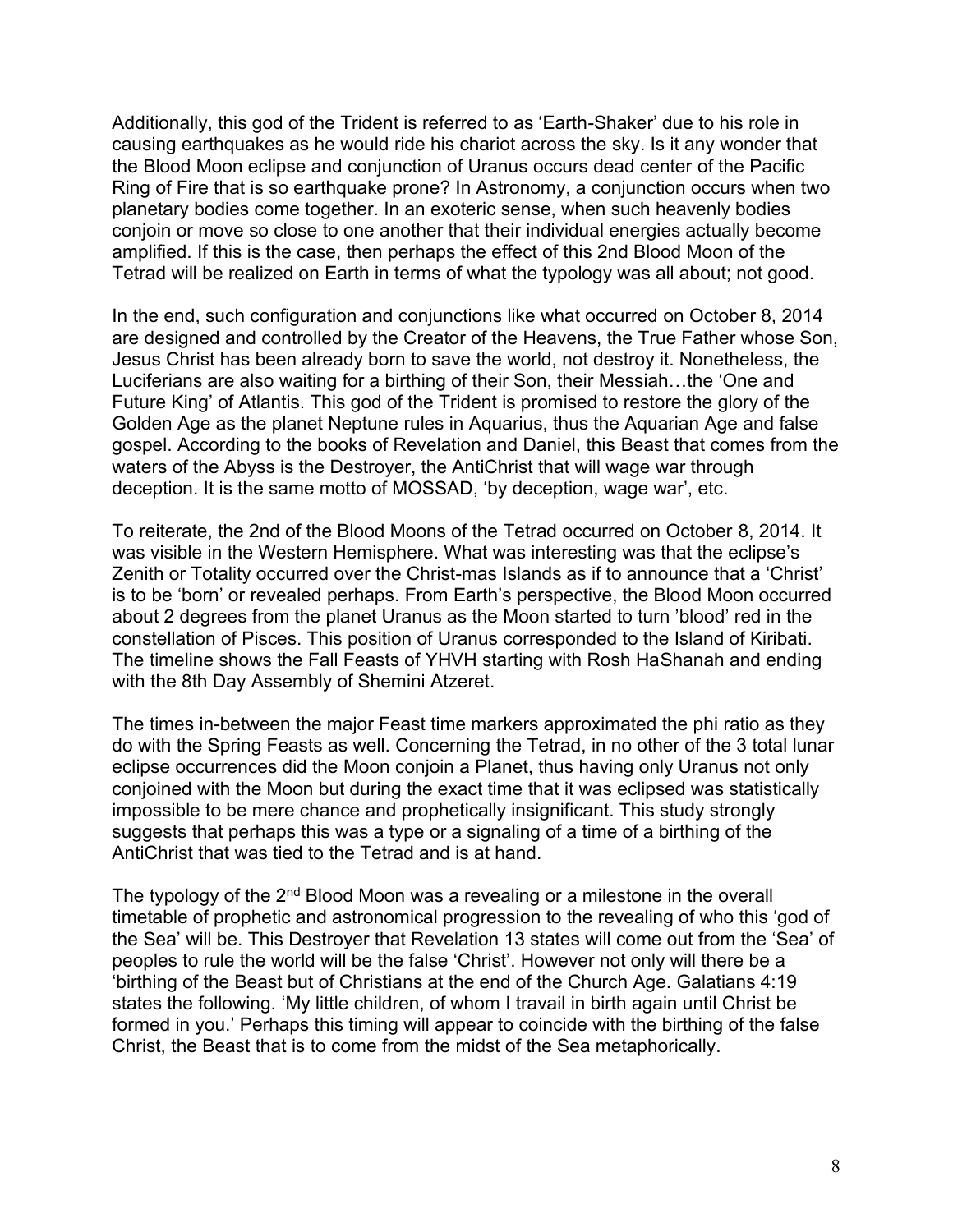Additionally, this god of the Trident is referred to as 'Earth-Shaker' due to his role in causing earthquakes as he would ride his chariot across the sky. Is it any wonder that the Blood Moon eclipse and conjunction of Uranus occurs dead center of the Pacific Ring of Fire that is so earthquake prone? In Astronomy, a conjunction occurs when two planetary bodies come together. In an exoteric sense, when such heavenly bodies conjoin or move so close to one another that their individual energies actually become amplified. If this is the case, then perhaps the effect of this 2nd Blood Moon of the Tetrad will be realized on Earth in terms of what the typology was all about; not good.

In the end, such configuration and conjunctions like what occurred on October 8, 2014 are designed and controlled by the Creator of the Heavens, the True Father whose Son, Jesus Christ has been already born to save the world, not destroy it. Nonetheless, the Luciferians are also waiting for a birthing of their Son, their Messiah…the 'One and Future King' of Atlantis. This god of the Trident is promised to restore the glory of the Golden Age as the planet Neptune rules in Aquarius, thus the Aquarian Age and false gospel. According to the books of Revelation and Daniel, this Beast that comes from the waters of the Abyss is the Destroyer, the AntiChrist that will wage war through deception. It is the same motto of MOSSAD, 'by deception, wage war', etc.

To reiterate, the 2nd of the Blood Moons of the Tetrad occurred on October 8, 2014. It was visible in the Western Hemisphere. What was interesting was that the eclipse's Zenith or Totality occurred over the Christ-mas Islands as if to announce that a 'Christ' is to be 'born' or revealed perhaps. From Earth's perspective, the Blood Moon occurred about 2 degrees from the planet Uranus as the Moon started to turn 'blood' red in the constellation of Pisces. This position of Uranus corresponded to the Island of Kiribati. The timeline shows the Fall Feasts of YHVH starting with Rosh HaShanah and ending with the 8th Day Assembly of Shemini Atzeret.

The times in-between the major Feast time markers approximated the phi ratio as they do with the Spring Feasts as well. Concerning the Tetrad, in no other of the 3 total lunar eclipse occurrences did the Moon conjoin a Planet, thus having only Uranus not only conjoined with the Moon but during the exact time that it was eclipsed was statistically impossible to be mere chance and prophetically insignificant. This study strongly suggests that perhaps this was a type or a signaling of a time of a birthing of the AntiChrist that was tied to the Tetrad and is at hand.

The typology of the 2nd Blood Moon was a revealing or a milestone in the overall timetable of prophetic and astronomical progression to the revealing of who this 'god of the Sea' will be. This Destroyer that Revelation 13 states will come out from the 'Sea' of peoples to rule the world will be the false 'Christ'. However not only will there be a 'birthing of the Beast but of Christians at the end of the Church Age. Galatians 4:19 states the following. 'My little children, of whom I travail in birth again until Christ be formed in you.' Perhaps this timing will appear to coincide with the birthing of the false Christ, the Beast that is to come from the midst of the Sea metaphorically.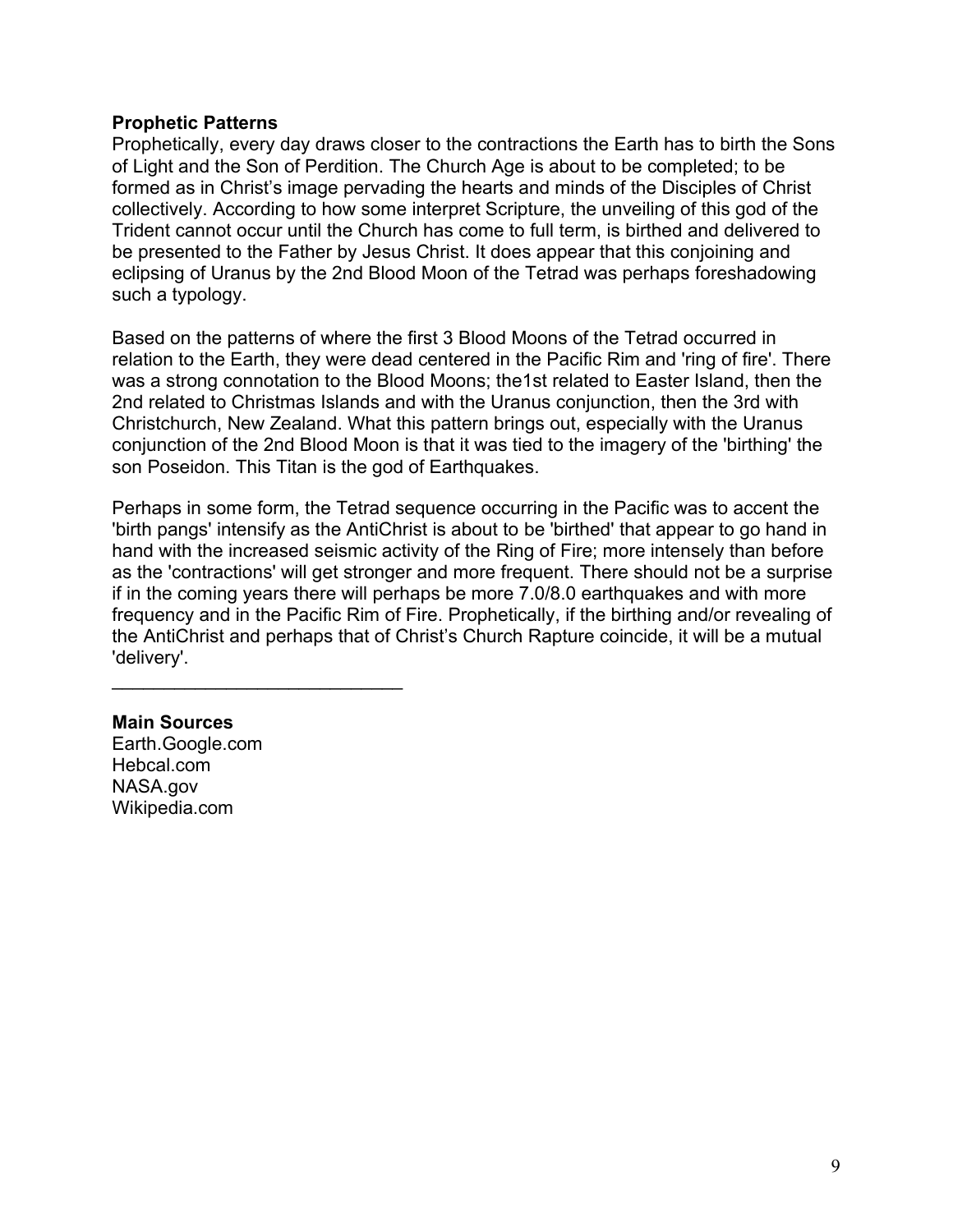**Prophetic Patterns**

Prophetically, every day draws closer to the contractions the Earth has to birth the Sons of Light and the Son of Perdition. The Church Age is about to be completed; to be formed as in Christ's image pervading the hearts and minds of the Disciples of Christ collectively. According to how some interpret Scripture, the unveiling of this god of the Trident cannot occur until the Church has come to full term, is birthed and delivered to be presented to the Father by Jesus Christ. It does appear that this conjoining and eclipsing of Uranus by the 2nd Blood Moon of the Tetrad was perhaps foreshadowing such a typology.

Based on the patterns of where the first 3 Blood Moons of the Tetrad occurred in relation to the Earth, they were dead centered in the Pacific Rim and 'ring of fire'. There was a strong connotation to the Blood Moons; the1st related to Easter Island, then the 2nd related to Christmas Islands and with the Uranus conjunction, then the 3rd with Christchurch, New Zealand. What this pattern brings out, especially with the Uranus conjunction of the 2nd Blood Moon is that it was tied to the imagery of the 'birthing' the son Poseidon. This Titan is the god of Earthquakes.

Perhaps in some form, the Tetrad sequence occurring in the Pacific was to accent the 'birth pangs' intensify as the AntiChrist is about to be 'birthed' that appear to go hand in hand with the increased seismic activity of the Ring of Fire; more intensely than before as the 'contractions' will get stronger and more frequent. There should not be a surprise if in the coming years there will perhaps be more 7.0/8.0 earthquakes and with more frequency and in the Pacific Rim of Fire. Prophetically, if the birthing and/or revealing of the AntiChrist and perhaps that of Christ's Church Rapture coincide, it will be a mutual 'delivery'.

---

**Main Sources**

Earth.Google.com
Hebcal.com
NASA.gov
Wikipedia.com